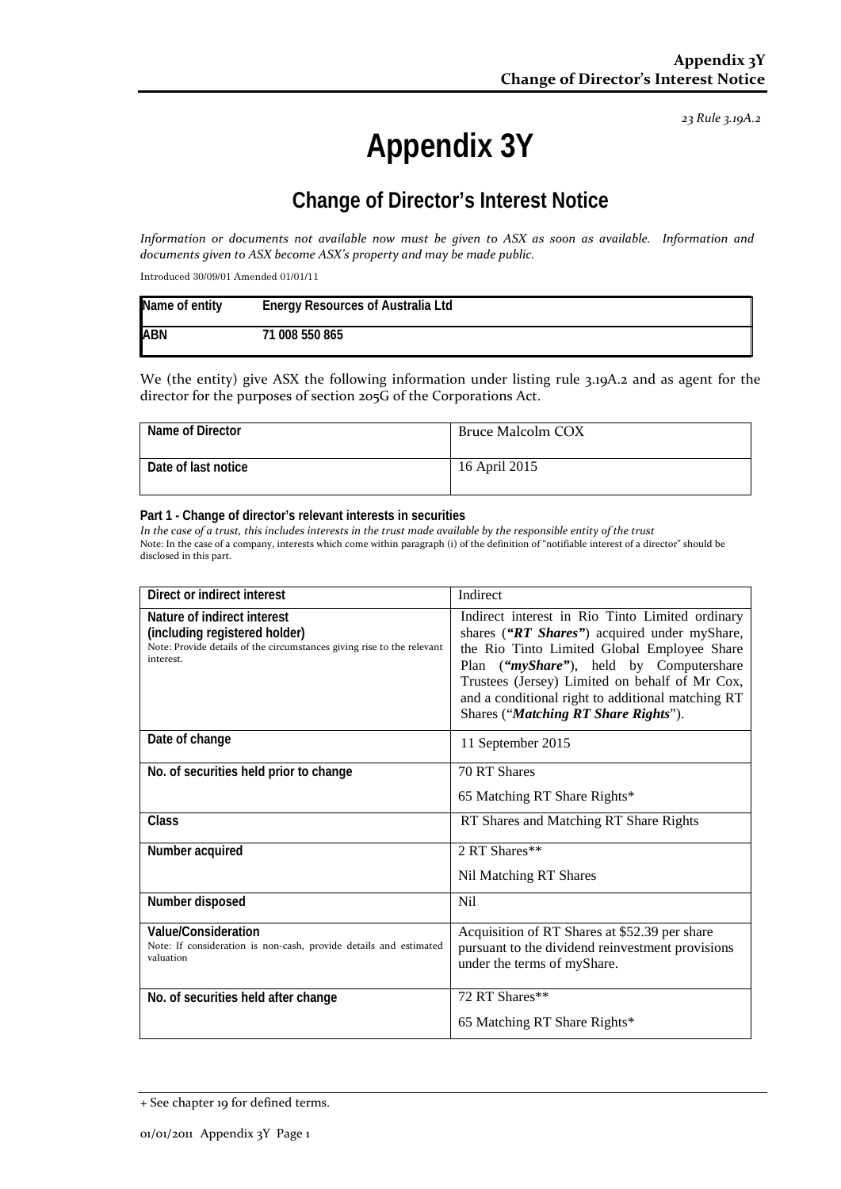*23 Rule 3.19A.2*

# Appendix 3Y

## Change of Director's Interest Notice

*Information or documents not available now must be given to ASX as soon as available. Information and documents given to ASX become ASX's property and may be made public.*

Introduced 30/09/01 Amended 01/01/11

| Name of entity | Energy Resources of Australia Ltd |
|---|---|
| ABN | 71 008 550 865 |

We (the entity) give ASX the following information under listing rule 3.19A.2 and as agent for the director for the purposes of section 205G of the Corporations Act.

| Name of Director | Bruce Malcolm COX |
|---|---|
| Date of last notice | 16 April 2015 |

**Part 1 - Change of director's relevant interests in securities**

*In the case of a trust, this includes interests in the trust made available by the responsible entity of the trust*

Note: In the case of a company, interests which come within paragraph (i) of the definition of "notifiable interest of a director" should be disclosed in this part.

| Direct or indirect interest | Indirect |
|---|---|
| **Nature of indirect interest (including registered holder)**<br>Note: Provide details of the circumstances giving rise to the relevant interest. | Indirect interest in Rio Tinto Limited ordinary shares (***"RT Shares"***) acquired under myShare, the Rio Tinto Limited Global Employee Share Plan (***"myShare"***), held by Computershare Trustees (Jersey) Limited on behalf of Mr Cox, and a conditional right to additional matching RT Shares ("***Matching RT Share Rights***"). |
| **Date of change** | 11 September 2015 |
| **No. of securities held prior to change** | 70 RT Shares<br>65 Matching RT Share Rights* |
| **Class** | RT Shares and Matching RT Share Rights |
| **Number acquired** | 2 RT Shares**<br>Nil Matching RT Shares |
| **Number disposed** | Nil |
| **Value/Consideration**<br>Note: If consideration is non-cash, provide details and estimated valuation | Acquisition of RT Shares at $52.39 per share pursuant to the dividend reinvestment provisions under the terms of myShare. |
| **No. of securities held after change** | 72 RT Shares**<br>65 Matching RT Share Rights* |

+ See chapter 19 for defined terms.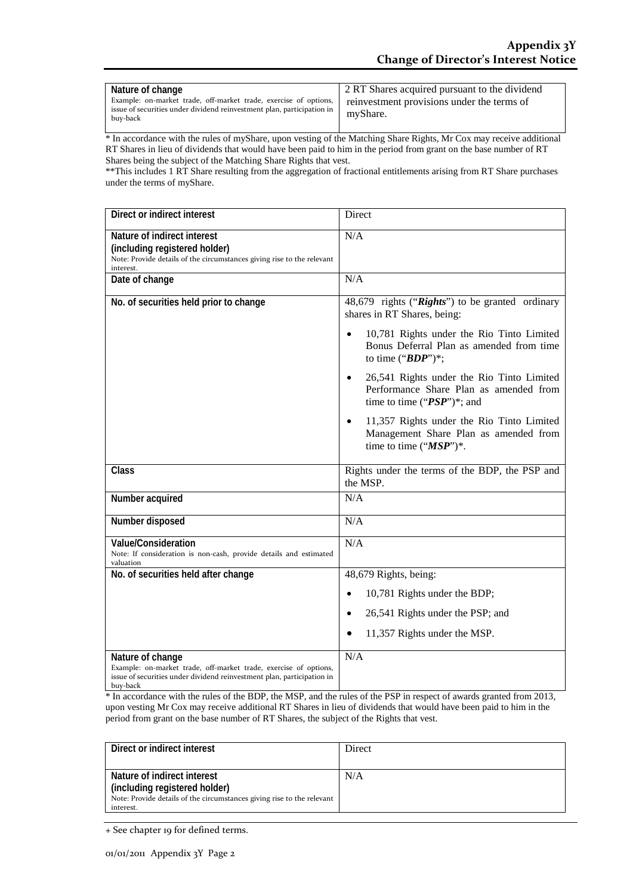| Nature of change<br>Example: on-market trade, off-market trade, exercise of options, issue of securities under dividend reinvestment plan, participation in buy-back | 2 RT Shares acquired pursuant to the dividend reinvestment provisions under the terms of myShare. |
|---|---|

* In accordance with the rules of myShare, upon vesting of the Matching Share Rights, Mr Cox may receive additional RT Shares in lieu of dividends that would have been paid to him in the period from grant on the base number of RT Shares being the subject of the Matching Share Rights that vest.

**This includes 1 RT Share resulting from the aggregation of fractional entitlements arising from RT Share purchases under the terms of myShare.

| Direct or indirect interest | Direct |
|---|---|
| Nature of indirect interest (including registered holder)<br>Note: Provide details of the circumstances giving rise to the relevant interest. | N/A |
| Date of change | N/A |
| No. of securities held prior to change | 48,679 rights ("***Rights***") to be granted ordinary shares in RT Shares, being:<br>• 10,781 Rights under the Rio Tinto Limited Bonus Deferral Plan as amended from time to time ("***BDP***")*;<br>• 26,541 Rights under the Rio Tinto Limited Performance Share Plan as amended from time to time ("***PSP***")*; and<br>• 11,357 Rights under the Rio Tinto Limited Management Share Plan as amended from time to time ("***MSP***")*. |
| Class | Rights under the terms of the BDP, the PSP and the MSP. |
| Number acquired | N/A |
| Number disposed | N/A |
| Value/Consideration<br>Note: If consideration is non-cash, provide details and estimated valuation | N/A |
| No. of securities held after change | 48,679 Rights, being:<br>• 10,781 Rights under the BDP;<br>• 26,541 Rights under the PSP; and<br>• 11,357 Rights under the MSP. |
| Nature of change<br>Example: on-market trade, off-market trade, exercise of options, issue of securities under dividend reinvestment plan, participation in buy-back | N/A |

* In accordance with the rules of the BDP, the MSP, and the rules of the PSP in respect of awards granted from 2013, upon vesting Mr Cox may receive additional RT Shares in lieu of dividends that would have been paid to him in the period from grant on the base number of RT Shares, the subject of the Rights that vest.

| Direct or indirect interest | Direct |
|---|---|
| Nature of indirect interest (including registered holder)<br>Note: Provide details of the circumstances giving rise to the relevant interest. | N/A |

+ See chapter 19 for defined terms.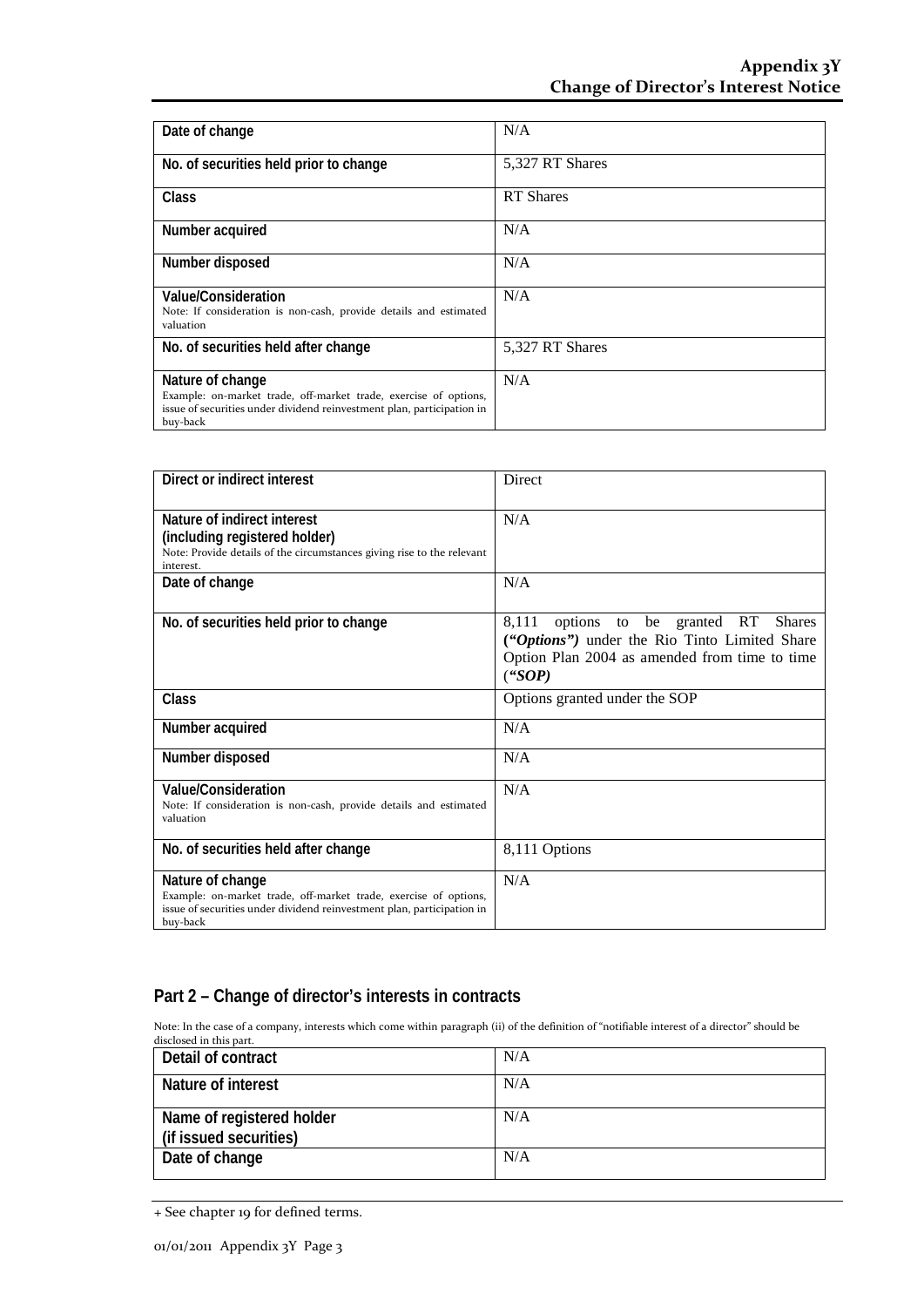| Date of change | N/A |
|---|---|
| No. of securities held prior to change | 5,327 RT Shares |
| Class | RT Shares |
| Number acquired | N/A |
| Number disposed | N/A |
| Value/Consideration<br>Note: If consideration is non-cash, provide details and estimated valuation | N/A |
| No. of securities held after change | 5,327 RT Shares |
| Nature of change<br>Example: on-market trade, off-market trade, exercise of options, issue of securities under dividend reinvestment plan, participation in buy-back | N/A |

| Direct or indirect interest | Direct |
|---|---|
| Nature of indirect interest<br>(including registered holder)<br>Note: Provide details of the circumstances giving rise to the relevant interest. | N/A |
| Date of change | N/A |
| No. of securities held prior to change | 8,111 options to be granted RT Shares (*"Options")* under the Rio Tinto Limited Share Option Plan 2004 as amended from time to time (*"SOP)* |
| Class | Options granted under the SOP |
| Number acquired | N/A |
| Number disposed | N/A |
| Value/Consideration<br>Note: If consideration is non-cash, provide details and estimated valuation | N/A |
| No. of securities held after change | 8,111 Options |
| Nature of change<br>Example: on-market trade, off-market trade, exercise of options, issue of securities under dividend reinvestment plan, participation in buy-back | N/A |

## Part 2 – Change of director's interests in contracts

Note: In the case of a company, interests which come within paragraph (ii) of the definition of "notifiable interest of a director" should be disclosed in this part.

| Detail of contract | N/A |
|---|---|
| Nature of interest | N/A |
| Name of registered holder<br>(if issued securities) | N/A |
| Date of change | N/A |

+ See chapter 19 for defined terms.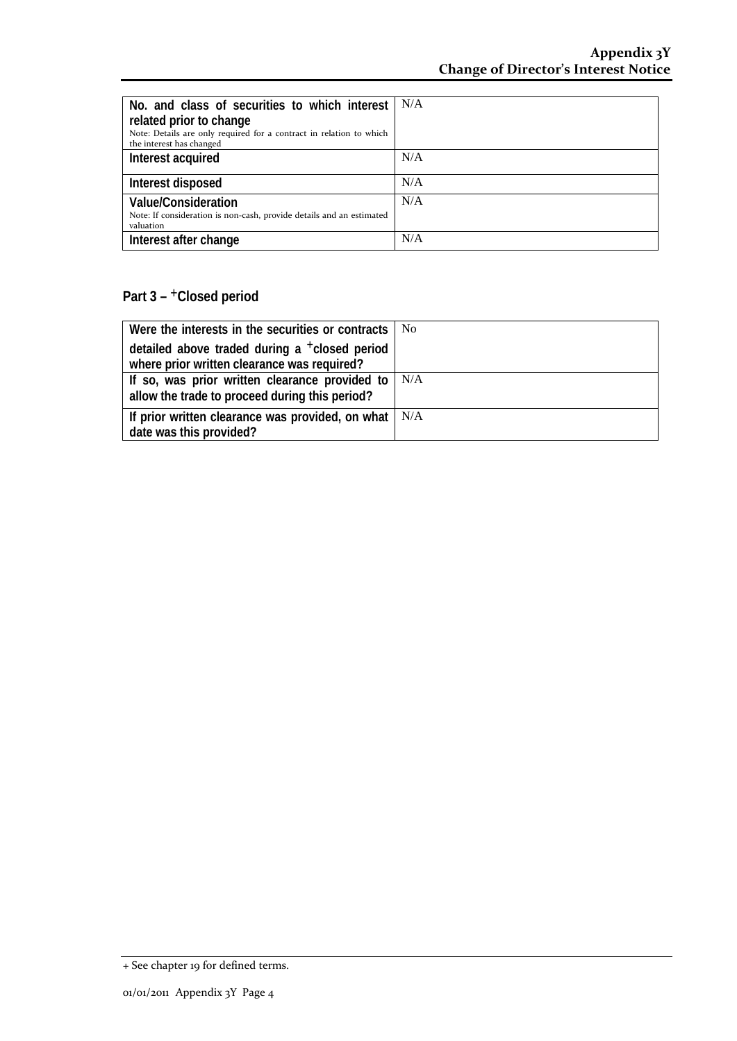| | |
|---|---|
| **No. and class of securities to which interest related prior to change**<br>Note: Details are only required for a contract in relation to which the interest has changed | N/A |
| **Interest acquired** | N/A |
| **Interest disposed** | N/A |
| **Value/Consideration**<br>Note: If consideration is non-cash, provide details and an estimated valuation | N/A |
| **Interest after change** | N/A |

## Part 3 – +Closed period

| | |
|---|---|
| **Were the interests in the securities or contracts detailed above traded during a +closed period where prior written clearance was required?** | No |
| **If so, was prior written clearance provided to allow the trade to proceed during this period?** | N/A |
| **If prior written clearance was provided, on what date was this provided?** | N/A |

+ See chapter 19 for defined terms.